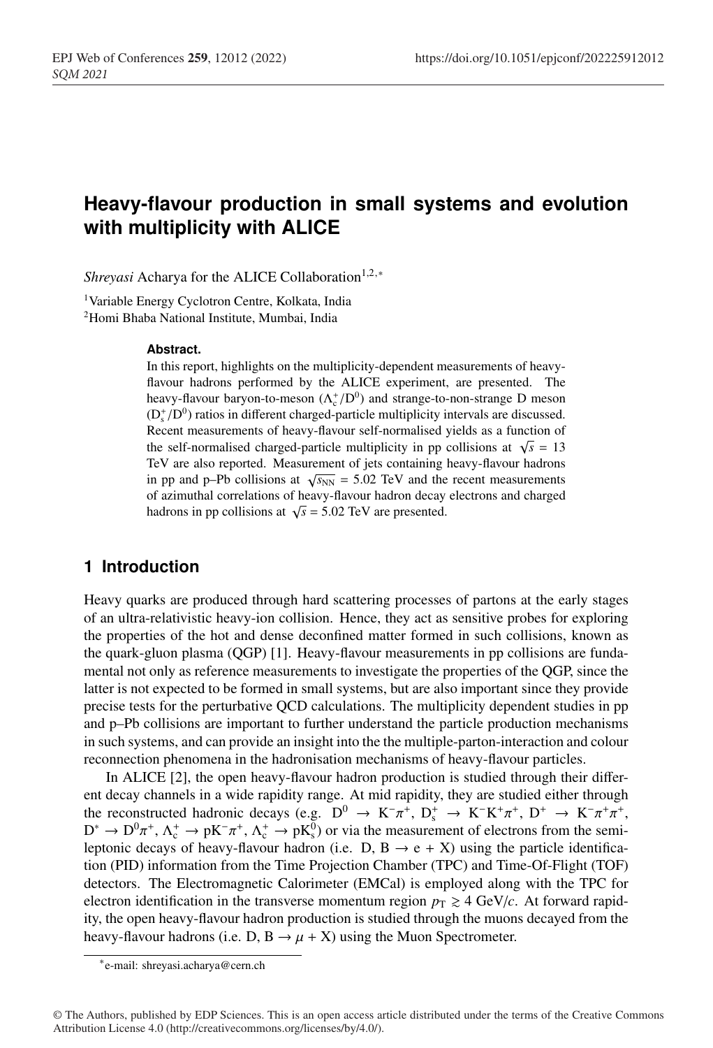# Heavy-flavour production in small systems and evolution with multiplicity with ALICE

*Shreyasi* Acharya for the ALICE Collaboration[1,2,*]

[1]Variable Energy Cyclotron Centre, Kolkata, India
[2]Homi Bhaba National Institute, Mumbai, India

**Abstract.** In this report, highlights on the multiplicity-dependent measurements of heavy-flavour hadrons performed by the ALICE experiment, are presented. The heavy-flavour baryon-to-meson ($\Lambda_c^+/D^0$) and strange-to-non-strange D meson ($D_s^+/D^0$) ratios in different charged-particle multiplicity intervals are discussed. Recent measurements of heavy-flavour self-normalised yields as a function of the self-normalised charged-particle multiplicity in pp collisions at $\sqrt{s}$ = 13 TeV are also reported. Measurement of jets containing heavy-flavour hadrons in pp and p–Pb collisions at $\sqrt{s_{NN}}$ = 5.02 TeV and the recent measurements of azimuthal correlations of heavy-flavour hadron decay electrons and charged hadrons in pp collisions at $\sqrt{s}$ = 5.02 TeV are presented.

## 1 Introduction

Heavy quarks are produced through hard scattering processes of partons at the early stages of an ultra-relativistic heavy-ion collision. Hence, they act as sensitive probes for exploring the properties of the hot and dense deconfined matter formed in such collisions, known as the quark-gluon plasma (QGP) [1]. Heavy-flavour measurements in pp collisions are fundamental not only as reference measurements to investigate the properties of the QGP, since the latter is not expected to be formed in small systems, but are also important since they provide precise tests for the perturbative QCD calculations. The multiplicity dependent studies in pp and p–Pb collisions are important to further understand the particle production mechanisms in such systems, and can provide an insight into the the multiple-parton-interaction and colour reconnection phenomena in the hadronisation mechanisms of heavy-flavour particles.

In ALICE [2], the open heavy-flavour hadron production is studied through their different decay channels in a wide rapidity range. At mid rapidity, they are studied either through the reconstructed hadronic decays (e.g. $D^0 \rightarrow K^-\pi^+$, $D_s^+ \rightarrow K^-K^+\pi^+$, $D^+ \rightarrow K^-\pi^+\pi^+$, $D^* \rightarrow D^0\pi^+$, $\Lambda_c^+ \rightarrow pK^-\pi^+$, $\Lambda_c^+ \rightarrow pK_s^0$) or via the measurement of electrons from the semi-leptonic decays of heavy-flavour hadron (i.e. D, B $\rightarrow$ e + X) using the particle identification (PID) information from the Time Projection Chamber (TPC) and Time-Of-Flight (TOF) detectors. The Electromagnetic Calorimeter (EMCal) is employed along with the TPC for electron identification in the transverse momentum region $p_T \gtrsim 4$ GeV/$c$. At forward rapidity, the open heavy-flavour hadron production is studied through the muons decayed from the heavy-flavour hadrons (i.e. D, B $\rightarrow \mu$ + X) using the Muon Spectrometer.

*e-mail: shreyasi.acharya@cern.ch

© The Authors, published by EDP Sciences. This is an open access article distributed under the terms of the Creative Commons Attribution License 4.0 (http://creativecommons.org/licenses/by/4.0/).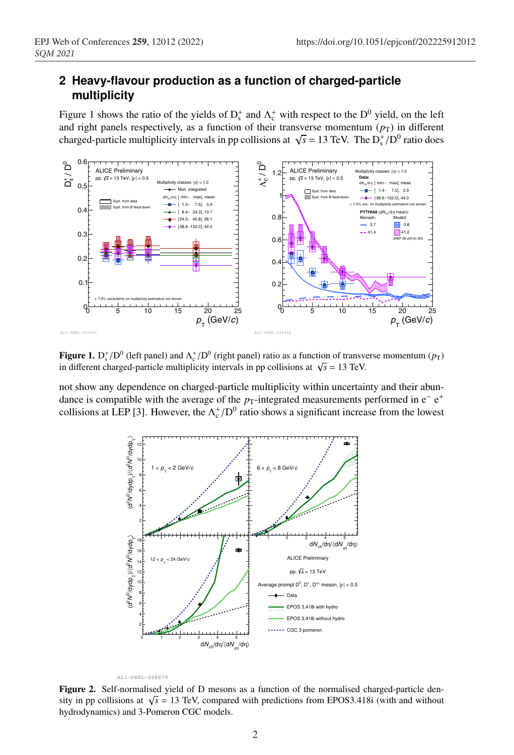## 2 Heavy-flavour production as a function of charged-particle multiplicity

Figure 1 shows the ratio of the yields of $D_s^+$ and $\Lambda_c^+$ with respect to the $D^0$ yield, on the left and right panels respectively, as a function of their transverse momentum ($p_T$) in different charged-particle multiplicity intervals in pp collisions at $\sqrt{s}$ = 13 TeV. The $D_s^+/D^0$ ratio does not show any dependence on charged-particle multiplicity within uncertainty and their abundance is compatible with the average of the $p_T$-integrated measurements performed in $e^- e^+$ collisions at LEP [3]. However, the $\Lambda_c^+/D^0$ ratio shows a significant increase from the lowest

**Figure 1.** $D_s^+/D^0$ (left panel) and $\Lambda_c^+/D^0$ (right panel) ratio as a function of transverse momentum ($p_T$) in different charged-particle multiplicity intervals in pp collisions at $\sqrt{s}$ = 13 TeV.

**Figure 2.** Self-normalised yield of D mesons as a function of the normalised charged-particle density in pp collisions at $\sqrt{s}$ = 13 TeV, compared with predictions from EPOS3.418i (with and without hydrodynamics) and 3-Pomeron CGC models.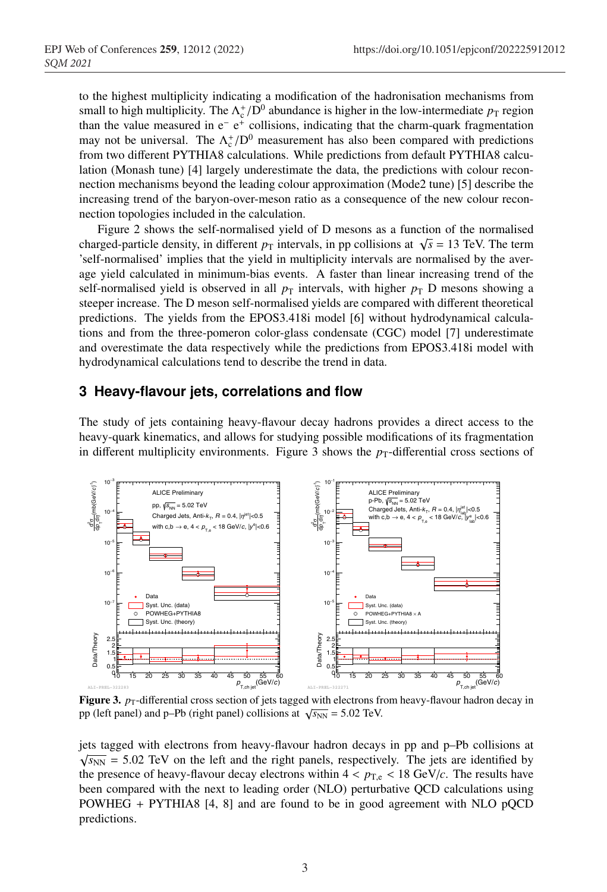to the highest multiplicity indicating a modification of the hadronisation mechanisms from small to high multiplicity. The $\Lambda_c^+/D^0$ abundance is higher in the low-intermediate $p_T$ region than the value measured in $e^-$ $e^+$ collisions, indicating that the charm-quark fragmentation may not be universal. The $\Lambda_c^+/D^0$ measurement has also been compared with predictions from two different PYTHIA8 calculations. While predictions from default PYTHIA8 calculation (Monash tune) [4] largely underestimate the data, the predictions with colour reconnection mechanisms beyond the leading colour approximation (Mode2 tune) [5] describe the increasing trend of the baryon-over-meson ratio as a consequence of the new colour reconnection topologies included in the calculation.

Figure 2 shows the self-normalised yield of D mesons as a function of the normalised charged-particle density, in different $p_T$ intervals, in pp collisions at $\sqrt{s}$ = 13 TeV. The term 'self-normalised' implies that the yield in multiplicity intervals are normalised by the average yield calculated in minimum-bias events. A faster than linear increasing trend of the self-normalised yield is observed in all $p_T$ intervals, with higher $p_T$ D mesons showing a steeper increase. The D meson self-normalised yields are compared with different theoretical predictions. The yields from the EPOS3.418i model [6] without hydrodynamical calculations and from the three-pomeron color-glass condensate (CGC) model [7] underestimate and overestimate the data respectively while the predictions from EPOS3.418i model with hydrodynamical calculations tend to describe the trend in data.

## 3 Heavy-flavour jets, correlations and flow

The study of jets containing heavy-flavour decay hadrons provides a direct access to the heavy-quark kinematics, and allows for studying possible modifications of its fragmentation in different multiplicity environments. Figure 3 shows the $p_T$-differential cross sections of jets tagged with electrons from heavy-flavour hadron decays in pp and p–Pb collisions at $\sqrt{s_{NN}}$ = 5.02 TeV on the left and the right panels, respectively. The jets are identified by the presence of heavy-flavour decay electrons within $4 < p_{T,e} < 18$ GeV/$c$. The results have been compared with the next to leading order (NLO) perturbative QCD calculations using POWHEG + PYTHIA8 [4, 8] and are found to be in good agreement with NLO pQCD predictions.

**Figure 3.** $p_T$-differential cross section of jets tagged with electrons from heavy-flavour hadron decay in pp (left panel) and p–Pb (right panel) collisions at $\sqrt{s_{NN}}$ = 5.02 TeV.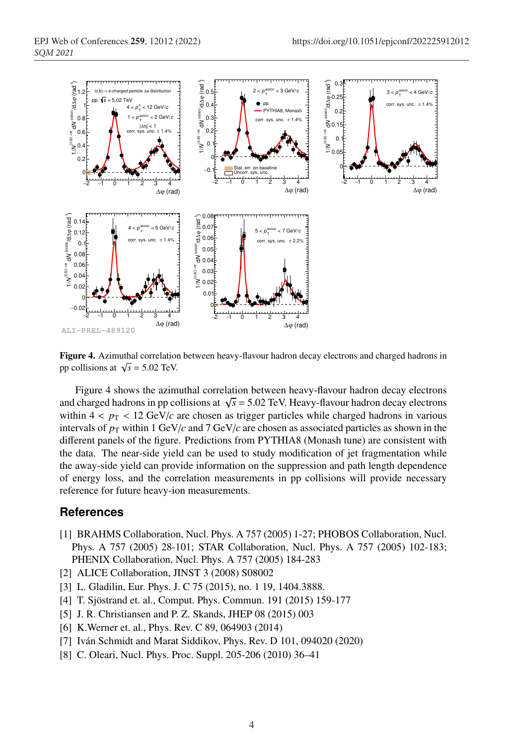(c,b)→ e-charged particle Δφ distribution

pp, $\sqrt{s}$ = 5.02 TeV

$4 < p_T^e < 12$ GeV/$c$

$1 < p_T^{assoc} < 2$ GeV/$c$

$|\Delta\eta| < 1$

corr. sys. unc. ± 1.4%

$2 < p_T^{assoc} < 3$ GeV/$c$

pp

PYTHIA8, Monash

corr. sys. unc. ± 1.4%

Stat. err. on baseline

Uncorr. sys. unc.

$3 < p_T^{assoc} < 4$ GeV/$c$

corr. sys. unc. ± 1.4%

$4 < p_T^{assoc} < 5$ GeV/$c$

corr. sys. unc. ± 1.4%

$5 < p_T^{assoc} < 7$ GeV/$c$

corr. sys. unc. ± 2.2%

$1/N^{(c,b)\to e}\, dN^{assoc}/d\Delta\varphi$ (rad$^{-1}$)

Δφ (rad)

ALI-PREL-489120

**Figure 4.** Azimuthal correlation between heavy-flavour hadron decay electrons and charged hadrons in pp collisions at $\sqrt{s}$ = 5.02 TeV.

Figure 4 shows the azimuthal correlation between heavy-flavour hadron decay electrons and charged hadrons in pp collisions at $\sqrt{s}$ = 5.02 TeV. Heavy-flavour hadron decay electrons within $4 < p_T < 12$ GeV/$c$ are chosen as trigger particles while charged hadrons in various intervals of $p_T$ within 1 GeV/$c$ and 7 GeV/$c$ are chosen as associated particles as shown in the different panels of the figure. Predictions from PYTHIA8 (Monash tune) are consistent with the data. The near-side yield can be used to study modification of jet fragmentation while the away-side yield can provide information on the suppression and path length dependence of energy loss, and the correlation measurements in pp collisions will provide necessary reference for future heavy-ion measurements.

## References

[1] BRAHMS Collaboration, Nucl. Phys. A 757 (2005) 1-27; PHOBOS Collaboration, Nucl. Phys. A 757 (2005) 28-101; STAR Collaboration, Nucl. Phys. A 757 (2005) 102-183; PHENIX Collaboration, Nucl. Phys. A 757 (2005) 184-283

[2] ALICE Collaboration, JINST 3 (2008) S08002

[3] L. Gladilin, Eur. Phys. J. C 75 (2015), no. 1 19, 1404.3888.

[4] T. Sjöstrand et. al., Comput. Phys. Commun. 191 (2015) 159-177

[5] J. R. Christiansen and P. Z. Skands, JHEP 08 (2015) 003

[6] K.Werner et. al., Phys. Rev. C 89, 064903 (2014)

[7] Iván Schmidt and Marat Siddikov, Phys. Rev. D 101, 094020 (2020)

[8] C. Oleari, Nucl. Phys. Proc. Suppl. 205-206 (2010) 36–41